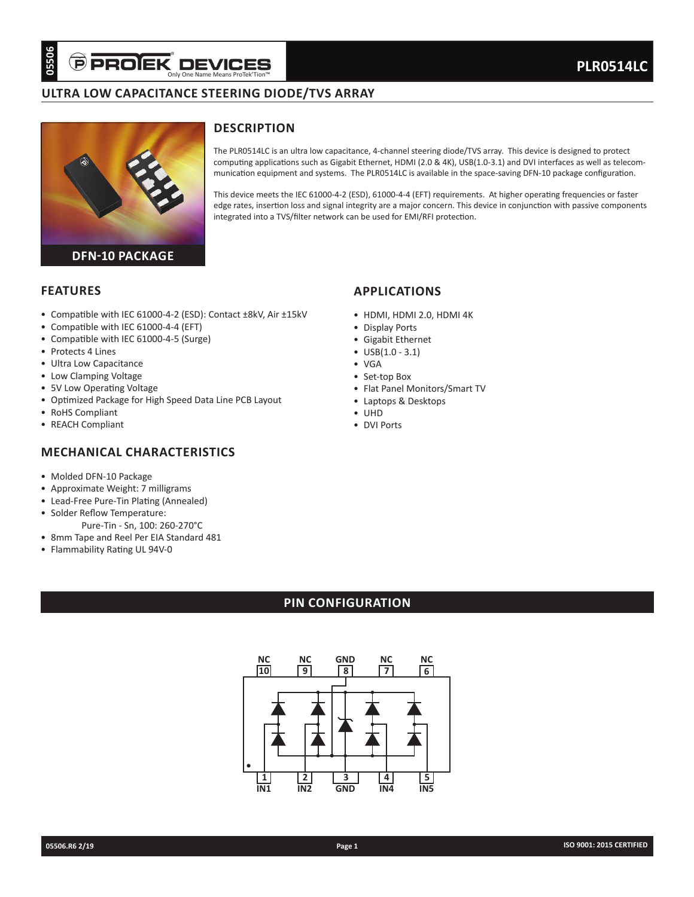# PLR0514LC

## ULTRA LOW CAPACITANCE STEERING DIODE/TVS ARRAY

DFN-10 PACKAGE

## DESCRIPTION

The PLR0514LC is an ultra low capacitance, 4-channel steering diode/TVS array. This device is designed to protect computing applications such as Gigabit Ethernet, HDMI (2.0 & 4K), USB(1.0-3.1) and DVI interfaces as well as telecommunication equipment and systems. The PLR0514LC is available in the space-saving DFN-10 package configuration.

This device meets the IEC 61000-4-2 (ESD), 61000-4-4 (EFT) requirements. At higher operating frequencies or faster edge rates, insertion loss and signal integrity are a major concern. This device in conjunction with passive components integrated into a TVS/filter network can be used for EMI/RFI protection.

## FEATURES

- Compatible with IEC 61000-4-2 (ESD): Contact ±8kV, Air ±15kV
- Compatible with IEC 61000-4-4 (EFT)
- Compatible with IEC 61000-4-5 (Surge)
- Protects 4 Lines
- Ultra Low Capacitance
- Low Clamping Voltage
- 5V Low Operating Voltage
- Optimized Package for High Speed Data Line PCB Layout
- RoHS Compliant
- REACH Compliant

## APPLICATIONS

- HDMI, HDMI 2.0, HDMI 4K
- Display Ports
- Gigabit Ethernet
- USB(1.0 - 3.1)
- VGA
- Set-top Box
- Flat Panel Monitors/Smart TV
- Laptops & Desktops
- UHD
- DVI Ports

## MECHANICAL CHARACTERISTICS

- Molded DFN-10 Package
- Approximate Weight: 7 milligrams
- Lead-Free Pure-Tin Plating (Annealed)
- Solder Reflow Temperature:
  Pure-Tin - Sn, 100: 260-270°C
- 8mm Tape and Reel Per EIA Standard 481
- Flammability Rating UL 94V-0

## PIN CONFIGURATION

NC 10 | NC 9 | GND 8 | NC 7 | NC 6

1 IN1 | 2 IN2 | 3 GND | 4 IN4 | 5 IN5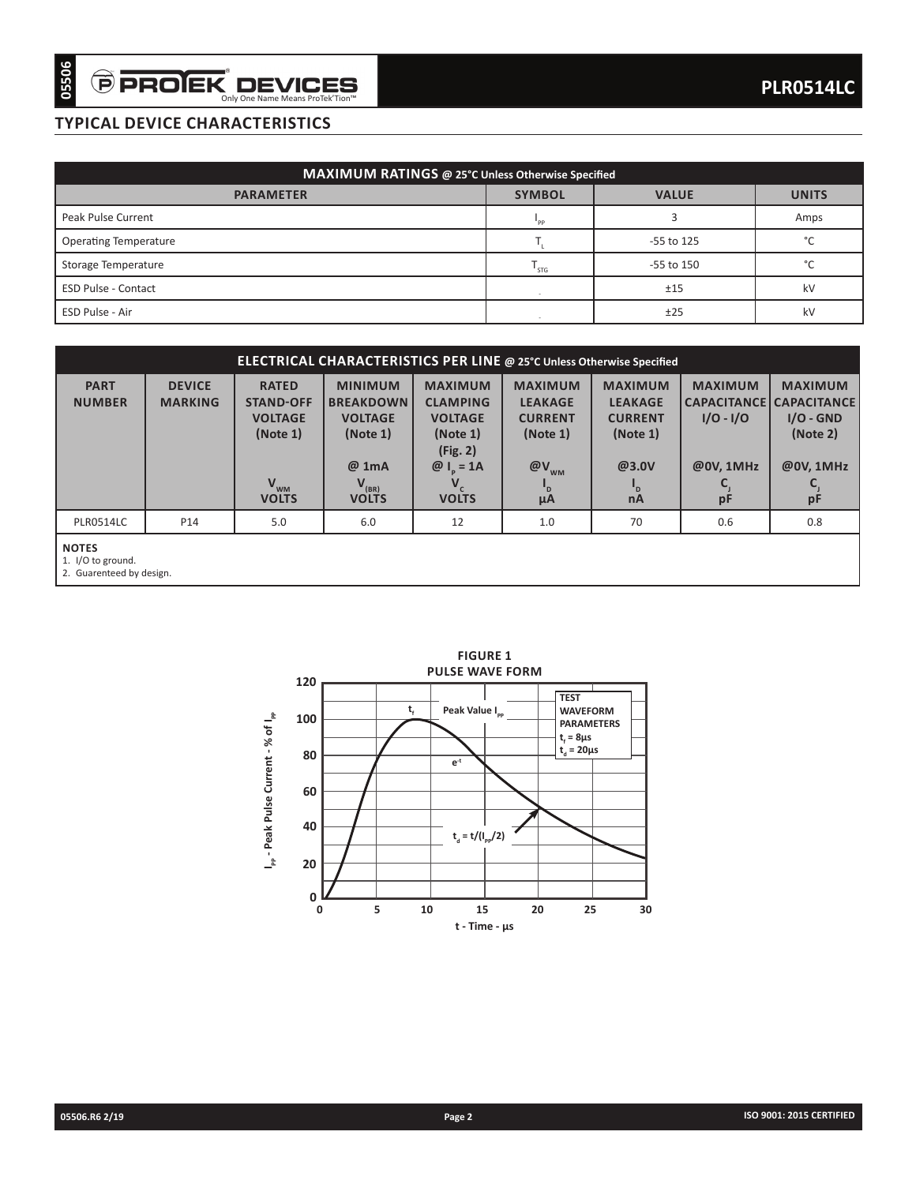## TYPICAL DEVICE CHARACTERISTICS

| MAXIMUM RATINGS @ 25°C Unless Otherwise Specified | | | |
|---|---|---|---|
| **PARAMETER** | **SYMBOL** | **VALUE** | **UNITS** |
| Peak Pulse Current | $I_{PP}$ | 3 | Amps |
| Operating Temperature | $T_L$ | -55 to 125 | °C |
| Storage Temperature | $T_{STG}$ | -55 to 150 | °C |
| ESD Pulse - Contact | - | ±15 | kV |
| ESD Pulse - Air | - | ±25 | kV |

| ELECTRICAL CHARACTERISTICS PER LINE @ 25°C Unless Otherwise Specified | | | | | | | | |
|---|---|---|---|---|---|---|---|---|
| **PART NUMBER** | **DEVICE MARKING** | **RATED STAND-OFF VOLTAGE (Note 1)** $V_{WM}$ **VOLTS** | **MINIMUM BREAKDOWN VOLTAGE (Note 1) @ 1mA** $V_{(BR)}$ **VOLTS** | **MAXIMUM CLAMPING VOLTAGE (Note 1) (Fig. 2) @** $I_P$ **= 1A** $V_C$ **VOLTS** | **MAXIMUM LEAKAGE CURRENT (Note 1) @**$V_{WM}$ $I_D$ **µA** | **MAXIMUM LEAKAGE CURRENT (Note 1) @3.0V** $I_D$ **nA** | **MAXIMUM CAPACITANCE I/O - I/O @0V, 1MHz** $C_J$ **pF** | **MAXIMUM CAPACITANCE I/O - GND (Note 2) @0V, 1MHz** $C_J$ **pF** |
| PLR0514LC | P14 | 5.0 | 6.0 | 12 | 1.0 | 70 | 0.6 | 0.8 |

**NOTES**
1. I/O to ground.
2. Guarenteed by design.

**FIGURE 1**
**PULSE WAVE FORM**

TEST WAVEFORM PARAMETERS: $t_r = 8µs$, $t_d = 20µs$

Peak Value $I_{PP}$; $t_r$; $e^{-t}$; $t_d = t/(I_{PP}/2)$

$I_{PP}$ - Peak Pulse Current - % of $I_{PP}$ vs. t - Time - µs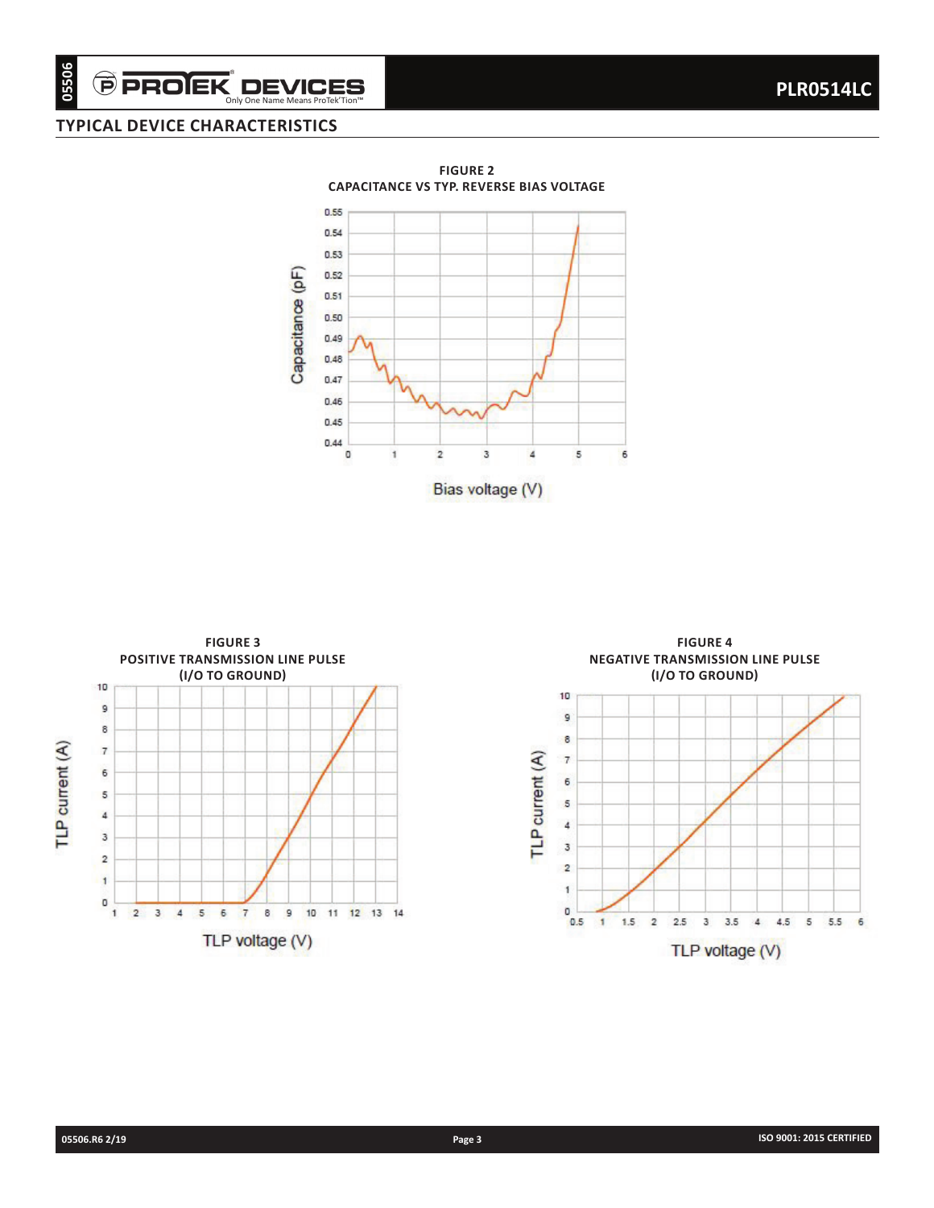## TYPICAL DEVICE CHARACTERISTICS

**FIGURE 2**
**CAPACITANCE VS TYP. REVERSE BIAS VOLTAGE**

**FIGURE 3**
**POSITIVE TRANSMISSION LINE PULSE**
**(I/O TO GROUND)**

**FIGURE 4**
**NEGATIVE TRANSMISSION LINE PULSE**
**(I/O TO GROUND)**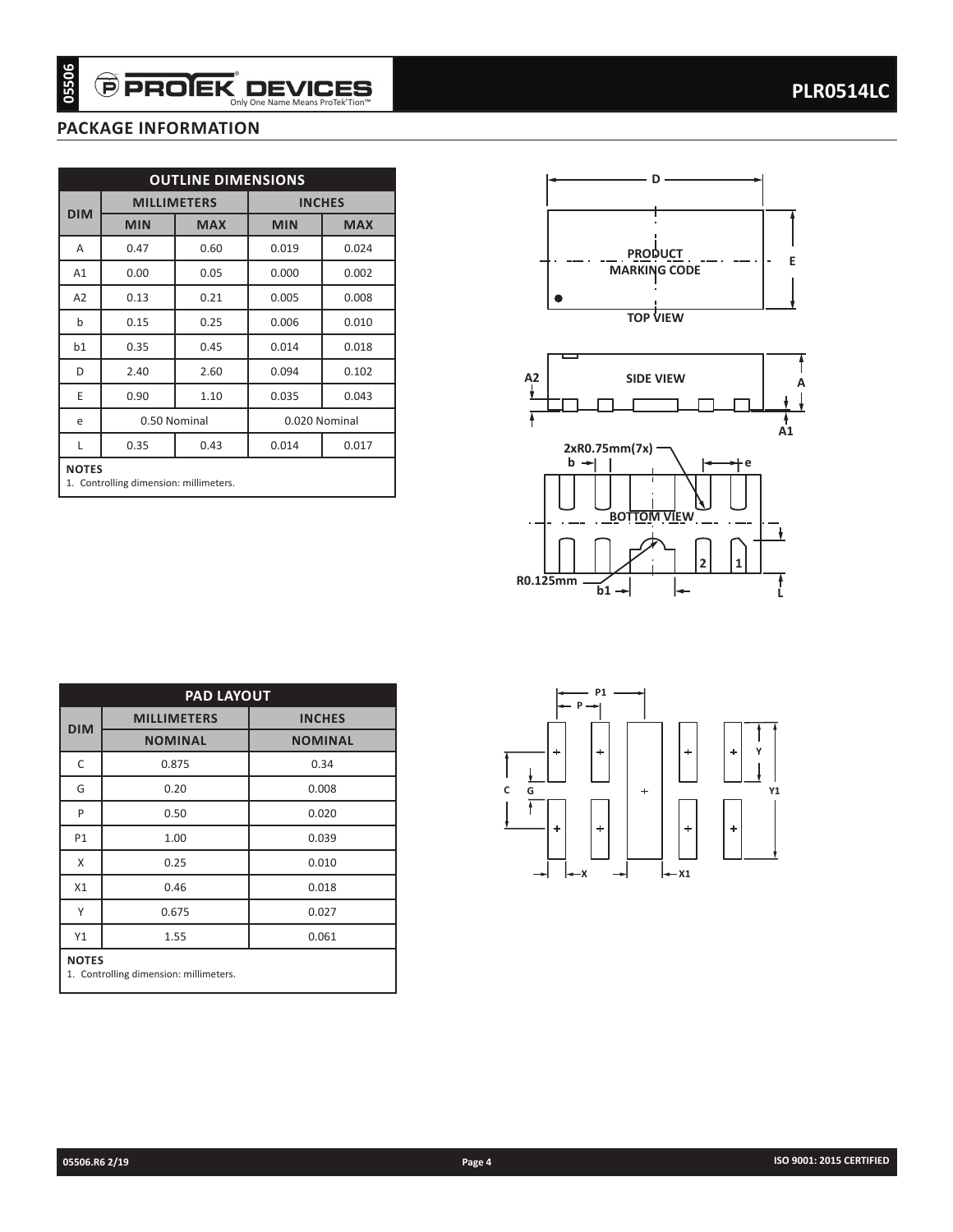## PACKAGE INFORMATION

| OUTLINE DIMENSIONS | | | | |
|---|---|---|---|---|
| DIM | MILLIMETERS | | INCHES | |
| | MIN | MAX | MIN | MAX |
| A | 0.47 | 0.60 | 0.019 | 0.024 |
| A1 | 0.00 | 0.05 | 0.000 | 0.002 |
| A2 | 0.13 | 0.21 | 0.005 | 0.008 |
| b | 0.15 | 0.25 | 0.006 | 0.010 |
| b1 | 0.35 | 0.45 | 0.014 | 0.018 |
| D | 2.40 | 2.60 | 0.094 | 0.102 |
| E | 0.90 | 1.10 | 0.035 | 0.043 |
| e | 0.50 Nominal | | 0.020 Nominal | |
| L | 0.35 | 0.43 | 0.014 | 0.017 |

**NOTES**
1. Controlling dimension: millimeters.

| PAD LAYOUT | | |
|---|---|---|
| DIM | MILLIMETERS | INCHES |
| | NOMINAL | NOMINAL |
| C | 0.875 | 0.34 |
| G | 0.20 | 0.008 |
| P | 0.50 | 0.020 |
| P1 | 1.00 | 0.039 |
| X | 0.25 | 0.010 |
| X1 | 0.46 | 0.018 |
| Y | 0.675 | 0.027 |
| Y1 | 1.55 | 0.061 |

**NOTES**
1. Controlling dimension: millimeters.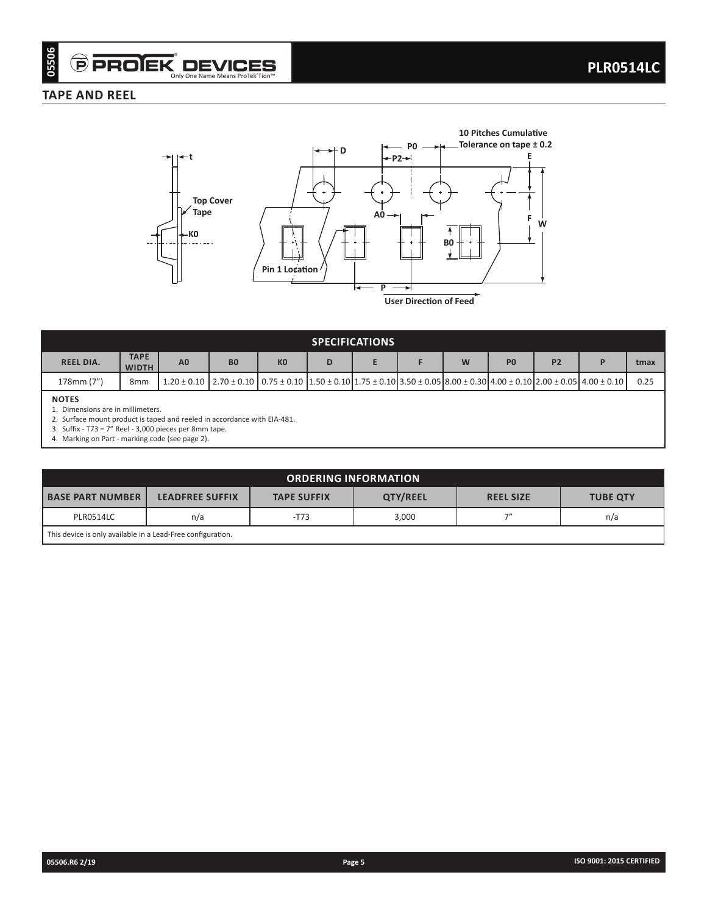## TAPE AND REEL

| SPECIFICATIONS | | | | | | | | | | | | |
|---|---|---|---|---|---|---|---|---|---|---|---|---|
| REEL DIA. | TAPE WIDTH | A0 | B0 | K0 | D | E | F | W | P0 | P2 | P | tmax |
| 178mm (7") | 8mm | 1.20 ± 0.10 | 2.70 ± 0.10 | 0.75 ± 0.10 | 1.50 ± 0.10 | 1.75 ± 0.10 | 3.50 ± 0.05 | 8.00 ± 0.30 | 4.00 ± 0.10 | 2.00 ± 0.05 | 4.00 ± 0.10 | 0.25 |

**NOTES**

1. Dimensions are in millimeters.
2. Surface mount product is taped and reeled in accordance with EIA-481.
3. Suffix - T73 = 7" Reel - 3,000 pieces per 8mm tape.
4. Marking on Part - marking code (see page 2).

| ORDERING INFORMATION | | | | | |
|---|---|---|---|---|---|
| BASE PART NUMBER | LEADFREE SUFFIX | TAPE SUFFIX | QTY/REEL | REEL SIZE | TUBE QTY |
| PLR0514LC | n/a | -T73 | 3,000 | 7" | n/a |

This device is only available in a Lead-Free configuration.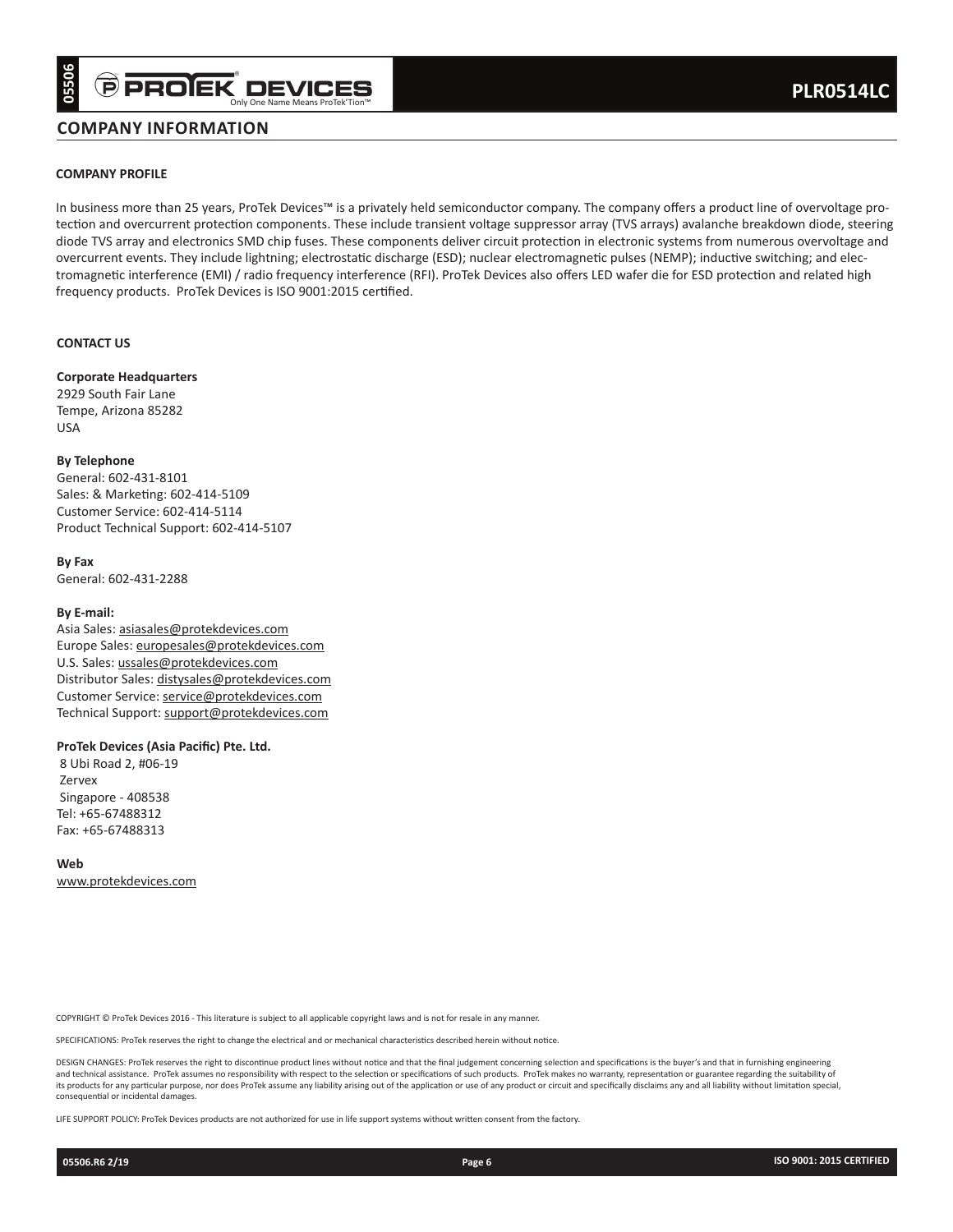## COMPANY INFORMATION

**COMPANY PROFILE**

In business more than 25 years, ProTek Devices™ is a privately held semiconductor company. The company offers a product line of overvoltage protection and overcurrent protection components. These include transient voltage suppressor array (TVS arrays) avalanche breakdown diode, steering diode TVS array and electronics SMD chip fuses. These components deliver circuit protection in electronic systems from numerous overvoltage and overcurrent events. They include lightning; electrostatic discharge (ESD); nuclear electromagnetic pulses (NEMP); inductive switching; and electromagnetic interference (EMI) / radio frequency interference (RFI). ProTek Devices also offers LED wafer die for ESD protection and related high frequency products. ProTek Devices is ISO 9001:2015 certified.

**CONTACT US**

**Corporate Headquarters**
2929 South Fair Lane
Tempe, Arizona 85282
USA

**By Telephone**
General: 602-431-8101
Sales: & Marketing: 602-414-5109
Customer Service: 602-414-5114
Product Technical Support: 602-414-5107

**By Fax**
General: 602-431-2288

**By E-mail:**
Asia Sales: asiasales@protekdevices.com
Europe Sales: europesales@protekdevices.com
U.S. Sales: ussales@protekdevices.com
Distributor Sales: distysales@protekdevices.com
Customer Service: service@protekdevices.com
Technical Support: support@protekdevices.com

**ProTek Devices (Asia Pacific) Pte. Ltd.**
8 Ubi Road 2, #06-19
Zervex
Singapore - 408538
Tel: +65-67488312
Fax: +65-67488313

**Web**
www.protekdevices.com

COPYRIGHT © ProTek Devices 2016 - This literature is subject to all applicable copyright laws and is not for resale in any manner.

SPECIFICATIONS: ProTek reserves the right to change the electrical and or mechanical characteristics described herein without notice.

DESIGN CHANGES: ProTek reserves the right to discontinue product lines without notice and that the final judgement concerning selection and specifications is the buyer's and that in furnishing engineering and technical assistance. ProTek assumes no responsibility with respect to the selection or specifications of such products. ProTek makes no warranty, representation or guarantee regarding the suitability of its products for any particular purpose, nor does ProTek assume any liability arising out of the application or use of any product or circuit and specifically disclaims any and all liability without limitation special, consequential or incidental damages.

LIFE SUPPORT POLICY: ProTek Devices products are not authorized for use in life support systems without written consent from the factory.